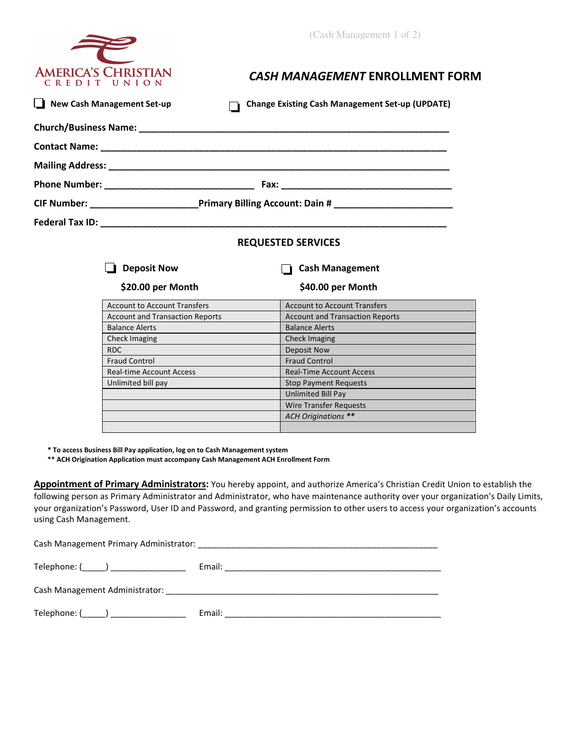AMERICA'S CHRISTIAN CREDIT UNION

# *CASH MANAGEMENT* ENROLLMENT FORM

☐ **New Cash Management Set-up** ☐ **Change Existing Cash Management Set-up (UPDATE)**

**Church/Business Name:** ____________________________________________________________

**Contact Name:** ____________________________________________________________

**Mailing Address:** ____________________________________________________________

**Phone Number:** ____________________________ **Fax:** ________________________________

**CIF Number:** ____________________**Primary Billing Account: Dain #** ______________________

**Federal Tax ID:** ____________________________________________________________

## REQUESTED SERVICES

| ☐ **Deposit Now** **$20.00 per Month** | ☐ **Cash Management** **$40.00 per Month** |
|---|---|
| Account to Account Transfers | Account to Account Transfers |
| Account and Transaction Reports | Account and Transaction Reports |
| Balance Alerts | Balance Alerts |
| Check Imaging | Check Imaging |
| RDC | Deposit Now |
| Fraud Control | Fraud Control |
| Real-time Account Access | Real-Time Account Access |
| Unlimited bill pay | Stop Payment Requests |
| | Unlimited Bill Pay |
| | Wire Transfer Requests |
| | *ACH Originations* ** |
| | |

**\* To access Business Bill Pay application, log on to Cash Management system**
**\*\* ACH Origination Application must accompany Cash Management ACH Enrollment Form**

**Appointment of Primary Administrators:** You hereby appoint, and authorize America's Christian Credit Union to establish the following person as Primary Administrator and Administrator, who have maintenance authority over your organization's Daily Limits, your organization's Password, User ID and Password, and granting permission to other users to access your organization's accounts using Cash Management.

Cash Management Primary Administrator: ______________________________________________

Telephone: (_____) _______________ Email: __________________________________________

Cash Management Administrator: ____________________________________________________

Telephone: (_____) _______________ Email: __________________________________________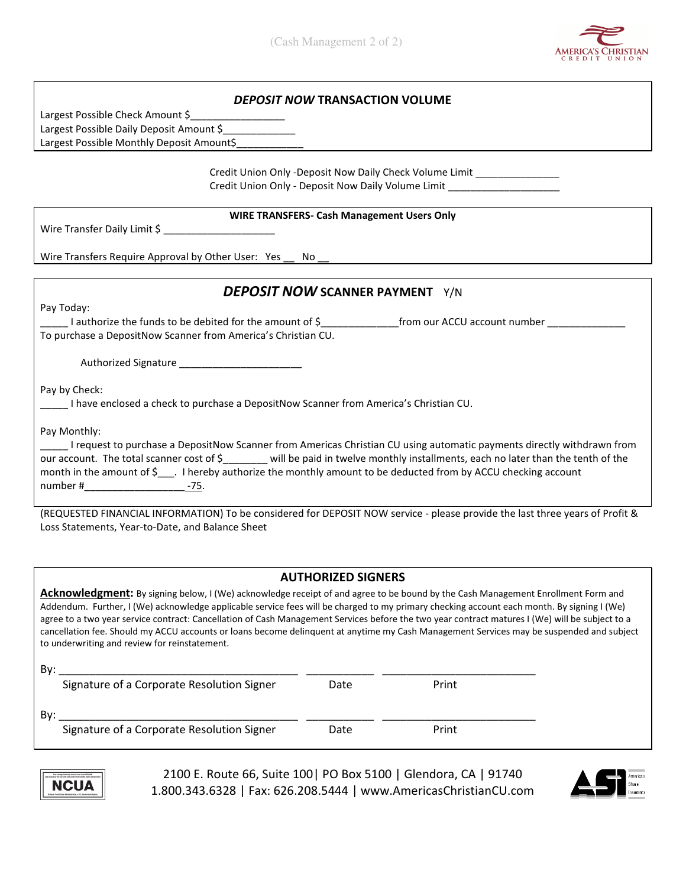## *DEPOSIT NOW* TRANSACTION VOLUME

Largest Possible Check Amount $________________

Largest Possible Daily Deposit Amount $_____________

Largest Possible Monthly Deposit Amount$____________

Credit Union Only -Deposit Now Daily Check Volume Limit ______________

Credit Union Only - Deposit Now Daily Volume Limit ___________________

## WIRE TRANSFERS- Cash Management Users Only

Wire Transfer Daily Limit $ ___________________

Wire Transfers Require Approval by Other User: Yes __ No __

## *DEPOSIT NOW* SCANNER PAYMENT Y/N

Pay Today:

_____ I authorize the funds to be debited for the amount of $_____________from our ACCU account number _____________ To purchase a DepositNow Scanner from America's Christian CU.

Authorized Signature _____________________

Pay by Check:

_____ I have enclosed a check to purchase a DepositNow Scanner from America's Christian CU.

Pay Monthly:

_____ I request to purchase a DepositNow Scanner from Americas Christian CU using automatic payments directly withdrawn from our account. The total scanner cost of $________ will be paid in twelve monthly installments, each no later than the tenth of the month in the amount of $___. I hereby authorize the monthly amount to be deducted from by ACCU checking account number #__________________-75.

(REQUESTED FINANCIAL INFORMATION) To be considered for DEPOSIT NOW service - please provide the last three years of Profit & Loss Statements, Year-to-Date, and Balance Sheet

## AUTHORIZED SIGNERS

**Acknowledgment:** By signing below, I (We) acknowledge receipt of and agree to be bound by the Cash Management Enrollment Form and Addendum. Further, I (We) acknowledge applicable service fees will be charged to my primary checking account each month. By signing I (We) agree to a two year service contract: Cancellation of Cash Management Services before the two year contract matures I (We) will be subject to a cancellation fee. Should my ACCU accounts or loans become delinquent at anytime my Cash Management Services may be suspended and subject to underwriting and review for reinstatement.

By: ________________________________________ ___________ __________________________

Signature of a Corporate Resolution Signer — Date — Print

By: ________________________________________ ___________ __________________________

Signature of a Corporate Resolution Signer — Date — Print

2100 E. Route 66, Suite 100| PO Box 5100 | Glendora, CA | 91740

1.800.343.6328 | Fax: 626.208.5444 | www.AmericasChristianCU.com